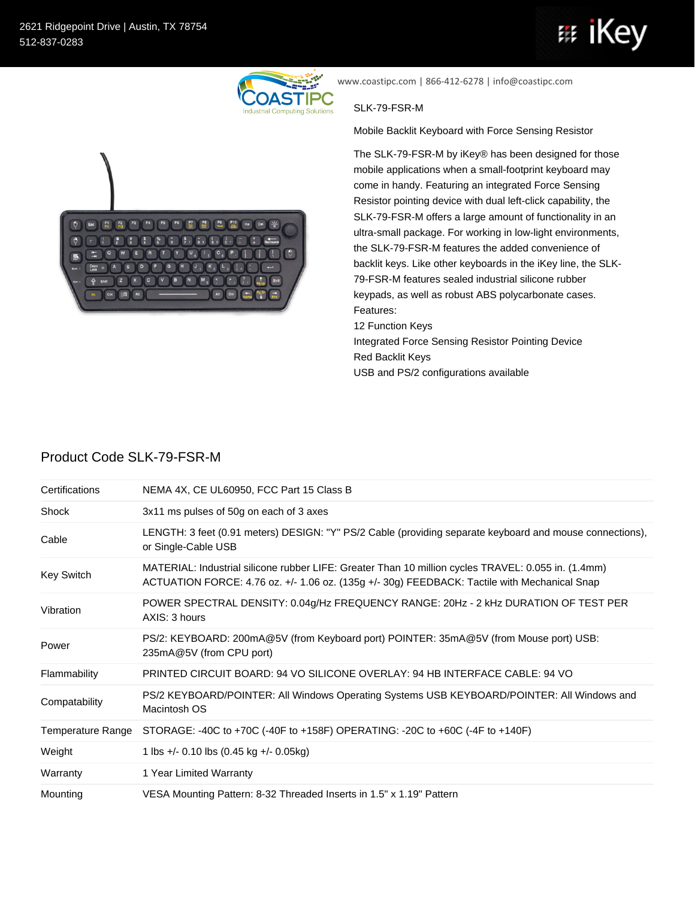2621 Ridgepoint Drive | Austin, TX 78754
512-837-0283

www.coastipc.com | 866-412-6278 | info@coastipc.com

SLK-79-FSR-M

Mobile Backlit Keyboard with Force Sensing Resistor

The SLK-79-FSR-M by iKey® has been designed for those mobile applications when a small-footprint keyboard may come in handy. Featuring an integrated Force Sensing Resistor pointing device with dual left-click capability, the SLK-79-FSR-M offers a large amount of functionality in an ultra-small package. For working in low-light environments, the SLK-79-FSR-M features the added convenience of backlit keys. Like other keyboards in the iKey line, the SLK-79-FSR-M features sealed industrial silicone rubber keypads, as well as robust ABS polycarbonate cases.

Features:

12 Function Keys

Integrated Force Sensing Resistor Pointing Device

Red Backlit Keys

USB and PS/2 configurations available

## Product Code SLK-79-FSR-M

| | |
|---|---|
| Certifications | NEMA 4X, CE UL60950, FCC Part 15 Class B |
| Shock | 3x11 ms pulses of 50g on each of 3 axes |
| Cable | LENGTH: 3 feet (0.91 meters) DESIGN: "Y" PS/2 Cable (providing separate keyboard and mouse connections), or Single-Cable USB |
| Key Switch | MATERIAL: Industrial silicone rubber LIFE: Greater Than 10 million cycles TRAVEL: 0.055 in. (1.4mm) ACTUATION FORCE: 4.76 oz. +/- 1.06 oz. (135g +/- 30g) FEEDBACK: Tactile with Mechanical Snap |
| Vibration | POWER SPECTRAL DENSITY: 0.04g/Hz FREQUENCY RANGE: 20Hz - 2 kHz DURATION OF TEST PER AXIS: 3 hours |
| Power | PS/2: KEYBOARD: 200mA@5V (from Keyboard port) POINTER: 35mA@5V (from Mouse port) USB: 235mA@5V (from CPU port) |
| Flammability | PRINTED CIRCUIT BOARD: 94 VO SILICONE OVERLAY: 94 HB INTERFACE CABLE: 94 VO |
| Compatability | PS/2 KEYBOARD/POINTER: All Windows Operating Systems USB KEYBOARD/POINTER: All Windows and Macintosh OS |
| Temperature Range | STORAGE: -40C to +70C (-40F to +158F) OPERATING: -20C to +60C (-4F to +140F) |
| Weight | 1 lbs +/- 0.10 lbs (0.45 kg +/- 0.05kg) |
| Warranty | 1 Year Limited Warranty |
| Mounting | VESA Mounting Pattern: 8-32 Threaded Inserts in 1.5" x 1.19" Pattern |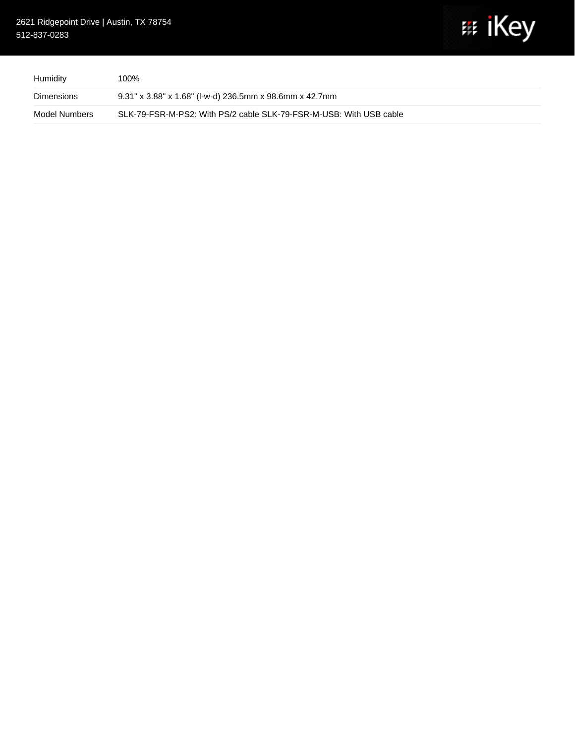| | |
|---|---|
| Humidity | 100% |
| Dimensions | 9.31" x 3.88" x 1.68" (l-w-d) 236.5mm x 98.6mm x 42.7mm |
| Model Numbers | SLK-79-FSR-M-PS2: With PS/2 cable SLK-79-FSR-M-USB: With USB cable |